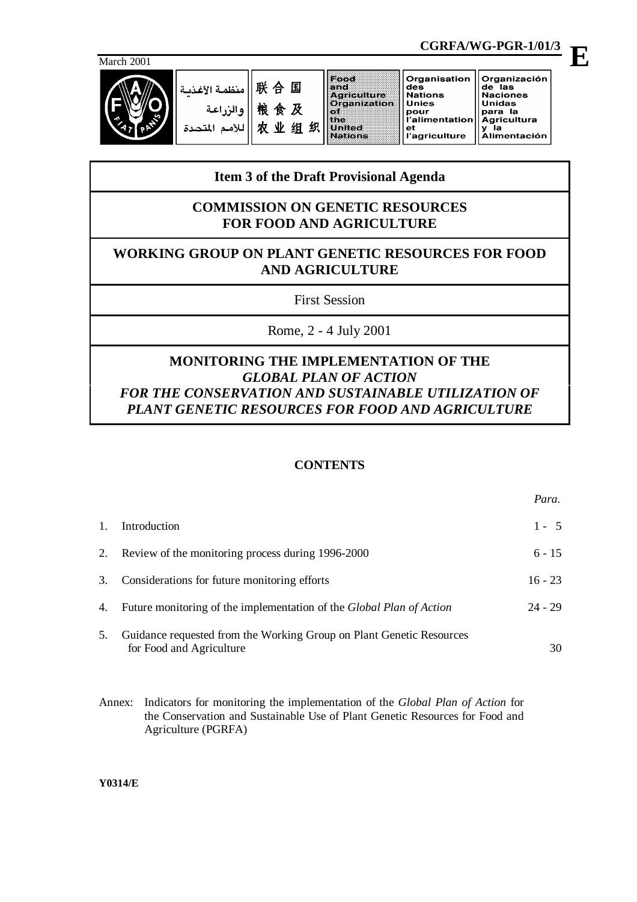CGRFA/WG-PGR-1/01/3

March 2001

منظمة الأغذية والزراعة للأمم المتحدة | 联合国粮食及农业组织 | Food and Agriculture Organization of the United Nations | Organisation des Nations Unies pour l'alimentation et l'agriculture | Organización de las Naciones Unidas para la Agricultura y la Alimentación

## Item 3 of the Draft Provisional Agenda

## COMMISSION ON GENETIC RESOURCES FOR FOOD AND AGRICULTURE

## WORKING GROUP ON PLANT GENETIC RESOURCES FOR FOOD AND AGRICULTURE

First Session

Rome, 2 - 4 July 2001

# MONITORING THE IMPLEMENTATION OF THE *GLOBAL PLAN OF ACTION FOR THE CONSERVATION AND SUSTAINABLE UTILIZATION OF PLANT GENETIC RESOURCES FOR FOOD AND AGRICULTURE*

## CONTENTS

| | | Para. |
|---|---|---|
| 1. | Introduction | 1 - 5 |
| 2. | Review of the monitoring process during 1996-2000 | 6 - 15 |
| 3. | Considerations for future monitoring efforts | 16 - 23 |
| 4. | Future monitoring of the implementation of the *Global Plan of Action* | 24 - 29 |
| 5. | Guidance requested from the Working Group on Plant Genetic Resources for Food and Agriculture | 30 |

Annex: Indicators for monitoring the implementation of the *Global Plan of Action* for the Conservation and Sustainable Use of Plant Genetic Resources for Food and Agriculture (PGRFA)

**Y0314/E**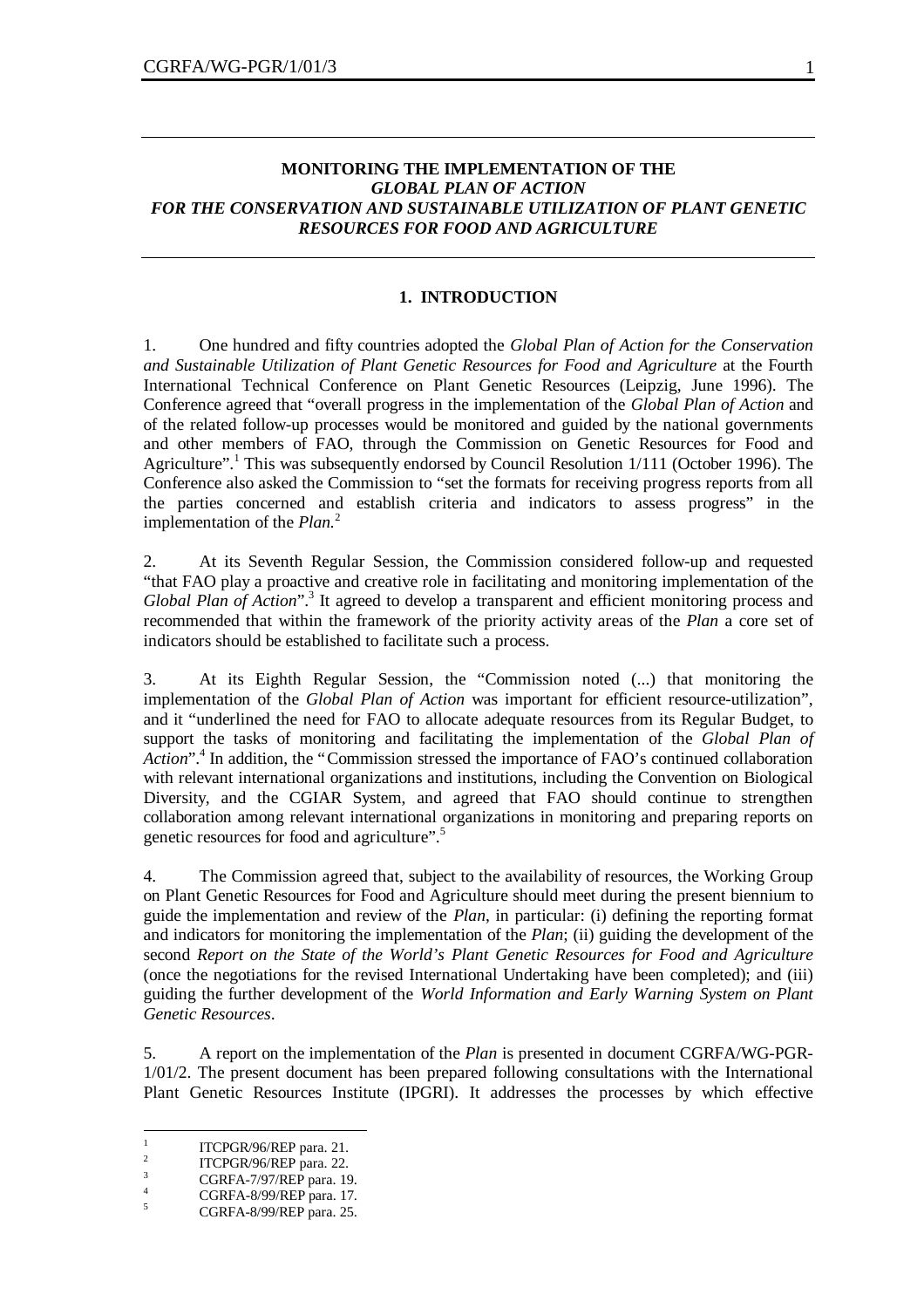**MONITORING THE IMPLEMENTATION OF THE**
***GLOBAL PLAN OF ACTION***
***FOR THE CONSERVATION AND SUSTAINABLE UTILIZATION OF PLANT GENETIC RESOURCES FOR FOOD AND AGRICULTURE***

## 1. INTRODUCTION

1. One hundred and fifty countries adopted the *Global Plan of Action for the Conservation and Sustainable Utilization of Plant Genetic Resources for Food and Agriculture* at the Fourth International Technical Conference on Plant Genetic Resources (Leipzig, June 1996). The Conference agreed that "overall progress in the implementation of the *Global Plan of Action* and of the related follow-up processes would be monitored and guided by the national governments and other members of FAO, through the Commission on Genetic Resources for Food and Agriculture".[1] This was subsequently endorsed by Council Resolution 1/111 (October 1996). The Conference also asked the Commission to "set the formats for receiving progress reports from all the parties concerned and establish criteria and indicators to assess progress" in the implementation of the *Plan.*[2]

2. At its Seventh Regular Session, the Commission considered follow-up and requested "that FAO play a proactive and creative role in facilitating and monitoring implementation of the *Global Plan of Action*".[3] It agreed to develop a transparent and efficient monitoring process and recommended that within the framework of the priority activity areas of the *Plan* a core set of indicators should be established to facilitate such a process.

3. At its Eighth Regular Session, the "Commission noted (...) that monitoring the implementation of the *Global Plan of Action* was important for efficient resource-utilization", and it "underlined the need for FAO to allocate adequate resources from its Regular Budget, to support the tasks of monitoring and facilitating the implementation of the *Global Plan of Action*".[4] In addition, the "Commission stressed the importance of FAO's continued collaboration with relevant international organizations and institutions, including the Convention on Biological Diversity, and the CGIAR System, and agreed that FAO should continue to strengthen collaboration among relevant international organizations in monitoring and preparing reports on genetic resources for food and agriculture".[5]

4. The Commission agreed that, subject to the availability of resources, the Working Group on Plant Genetic Resources for Food and Agriculture should meet during the present biennium to guide the implementation and review of the *Plan*, in particular: (i) defining the reporting format and indicators for monitoring the implementation of the *Plan*; (ii) guiding the development of the second *Report on the State of the World's Plant Genetic Resources for Food and Agriculture* (once the negotiations for the revised International Undertaking have been completed); and (iii) guiding the further development of the *World Information and Early Warning System on Plant Genetic Resources*.

5. A report on the implementation of the *Plan* is presented in document CGRFA/WG-PGR-1/01/2. The present document has been prepared following consultations with the International Plant Genetic Resources Institute (IPGRI). It addresses the processes by which effective

---

1 ITCPGR/96/REP para. 21.
2 ITCPGR/96/REP para. 22.
3 CGRFA-7/97/REP para. 19.
4 CGRFA-8/99/REP para. 17.
5 CGRFA-8/99/REP para. 25.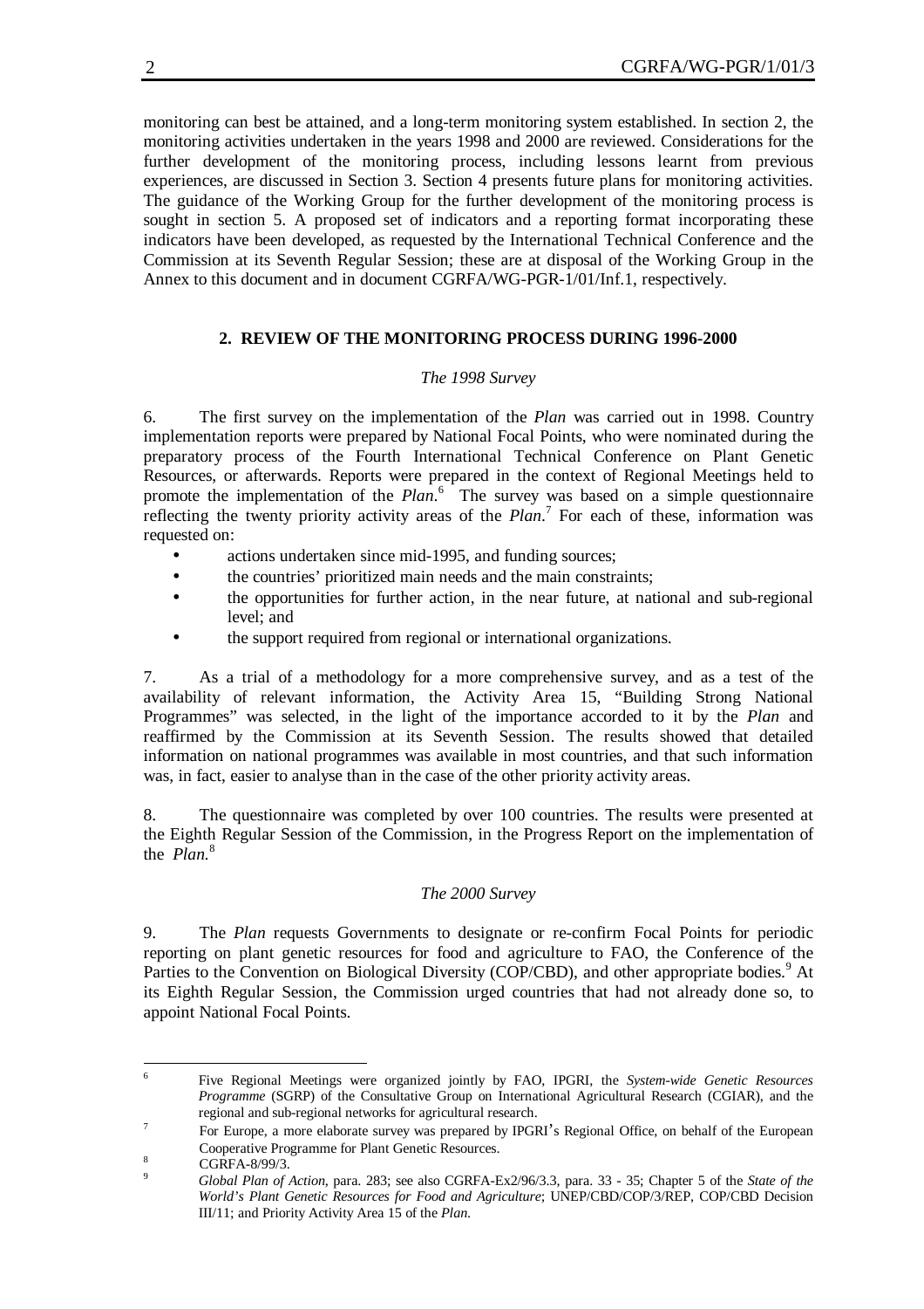monitoring can best be attained, and a long-term monitoring system established. In section 2, the monitoring activities undertaken in the years 1998 and 2000 are reviewed. Considerations for the further development of the monitoring process, including lessons learnt from previous experiences, are discussed in Section 3. Section 4 presents future plans for monitoring activities. The guidance of the Working Group for the further development of the monitoring process is sought in section 5. A proposed set of indicators and a reporting format incorporating these indicators have been developed, as requested by the International Technical Conference and the Commission at its Seventh Regular Session; these are at disposal of the Working Group in the Annex to this document and in document CGRFA/WG-PGR-1/01/Inf.1, respectively.

## 2. REVIEW OF THE MONITORING PROCESS DURING 1996-2000

### *The 1998 Survey*

6. The first survey on the implementation of the *Plan* was carried out in 1998. Country implementation reports were prepared by National Focal Points, who were nominated during the preparatory process of the Fourth International Technical Conference on Plant Genetic Resources, or afterwards. Reports were prepared in the context of Regional Meetings held to promote the implementation of the *Plan*.[6] The survey was based on a simple questionnaire reflecting the twenty priority activity areas of the *Plan*.[7] For each of these, information was requested on:

- actions undertaken since mid-1995, and funding sources;
- the countries' prioritized main needs and the main constraints;
- the opportunities for further action, in the near future, at national and sub-regional level; and
- the support required from regional or international organizations.

7. As a trial of a methodology for a more comprehensive survey, and as a test of the availability of relevant information, the Activity Area 15, "Building Strong National Programmes" was selected, in the light of the importance accorded to it by the *Plan* and reaffirmed by the Commission at its Seventh Session. The results showed that detailed information on national programmes was available in most countries, and that such information was, in fact, easier to analyse than in the case of the other priority activity areas.

8. The questionnaire was completed by over 100 countries. The results were presented at the Eighth Regular Session of the Commission, in the Progress Report on the implementation of the *Plan*.[8]

### *The 2000 Survey*

9. The *Plan* requests Governments to designate or re-confirm Focal Points for periodic reporting on plant genetic resources for food and agriculture to FAO, the Conference of the Parties to the Convention on Biological Diversity (COP/CBD), and other appropriate bodies.[9] At its Eighth Regular Session, the Commission urged countries that had not already done so, to appoint National Focal Points.

---

[6] Five Regional Meetings were organized jointly by FAO, IPGRI, the *System-wide Genetic Resources Programme* (SGRP) of the Consultative Group on International Agricultural Research (CGIAR), and the regional and sub-regional networks for agricultural research.

[7] For Europe, a more elaborate survey was prepared by IPGRI's Regional Office, on behalf of the European Cooperative Programme for Plant Genetic Resources.

[8] CGRFA-8/99/3.

[9] *Global Plan of Action*, para. 283; see also CGRFA-Ex2/96/3.3, para. 33 - 35; Chapter 5 of the *State of the World's Plant Genetic Resources for Food and Agriculture*; UNEP/CBD/COP/3/REP, COP/CBD Decision III/11; and Priority Activity Area 15 of the *Plan*.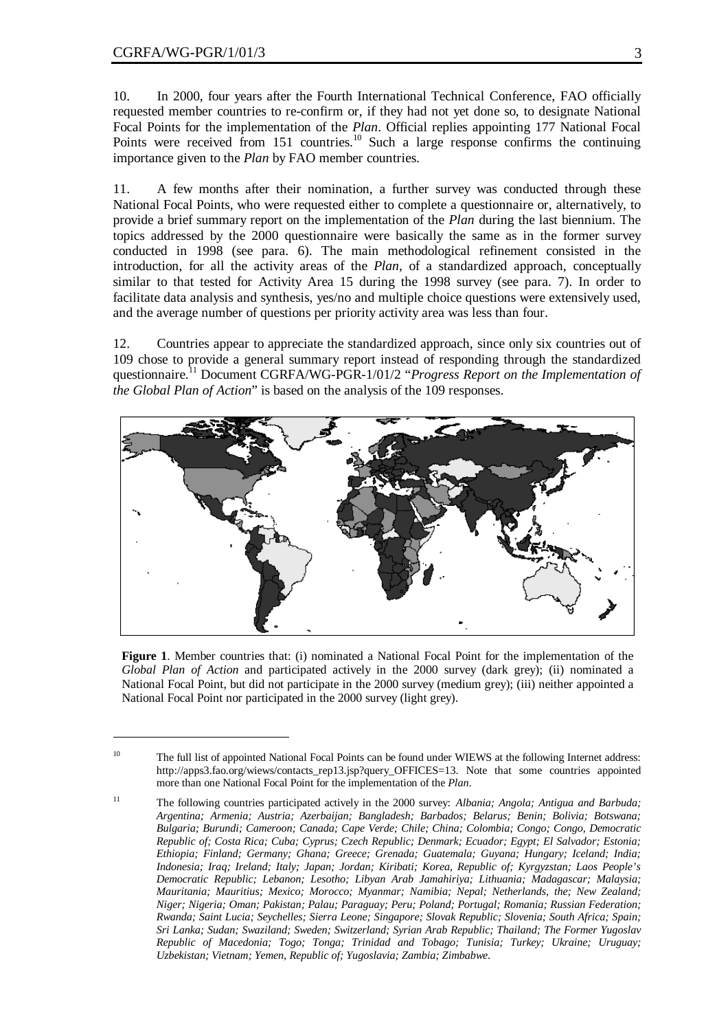10. In 2000, four years after the Fourth International Technical Conference, FAO officially requested member countries to re-confirm or, if they had not yet done so, to designate National Focal Points for the implementation of the *Plan*. Official replies appointing 177 National Focal Points were received from 151 countries.[10] Such a large response confirms the continuing importance given to the *Plan* by FAO member countries.

11. A few months after their nomination, a further survey was conducted through these National Focal Points, who were requested either to complete a questionnaire or, alternatively, to provide a brief summary report on the implementation of the *Plan* during the last biennium. The topics addressed by the 2000 questionnaire were basically the same as in the former survey conducted in 1998 (see para. 6). The main methodological refinement consisted in the introduction, for all the activity areas of the *Plan*, of a standardized approach, conceptually similar to that tested for Activity Area 15 during the 1998 survey (see para. 7). In order to facilitate data analysis and synthesis, yes/no and multiple choice questions were extensively used, and the average number of questions per priority activity area was less than four.

12. Countries appear to appreciate the standardized approach, since only six countries out of 109 chose to provide a general summary report instead of responding through the standardized questionnaire.[11] Document CGRFA/WG-PGR-1/01/2 "*Progress Report on the Implementation of the Global Plan of Action*" is based on the analysis of the 109 responses.

**Figure 1**. Member countries that: (i) nominated a National Focal Point for the implementation of the *Global Plan of Action* and participated actively in the 2000 survey (dark grey); (ii) nominated a National Focal Point, but did not participate in the 2000 survey (medium grey); (iii) neither appointed a National Focal Point nor participated in the 2000 survey (light grey).

---

[10] The full list of appointed National Focal Points can be found under WIEWS at the following Internet address: http://apps3.fao.org/wiews/contacts_rep13.jsp?query_OFFICES=13. Note that some countries appointed more than one National Focal Point for the implementation of the *Plan*.

[11] The following countries participated actively in the 2000 survey: *Albania; Angola; Antigua and Barbuda; Argentina; Armenia; Austria; Azerbaijan; Bangladesh; Barbados; Belarus; Benin; Bolivia; Botswana; Bulgaria; Burundi; Cameroon; Canada; Cape Verde; Chile; China; Colombia; Congo; Congo, Democratic Republic of; Costa Rica; Cuba; Cyprus; Czech Republic; Denmark; Ecuador; Egypt; El Salvador; Estonia; Ethiopia; Finland; Germany; Ghana; Greece; Grenada; Guatemala; Guyana; Hungary; Iceland; India; Indonesia; Iraq; Ireland; Italy; Japan; Jordan; Kiribati; Korea, Republic of; Kyrgyzstan; Laos People's Democratic Republic; Lebanon; Lesotho; Libyan Arab Jamahiriya; Lithuania; Madagascar; Malaysia; Mauritania; Mauritius; Mexico; Morocco; Myanmar; Namibia; Nepal; Netherlands, the; New Zealand; Niger; Nigeria; Oman; Pakistan; Palau; Paraguay; Peru; Poland; Portugal; Romania; Russian Federation; Rwanda; Saint Lucia; Seychelles; Sierra Leone; Singapore; Slovak Republic; Slovenia; South Africa; Spain; Sri Lanka; Sudan; Swaziland; Sweden; Switzerland; Syrian Arab Republic; Thailand; The Former Yugoslav Republic of Macedonia; Togo; Tonga; Trinidad and Tobago; Tunisia; Turkey; Ukraine; Uruguay; Uzbekistan; Vietnam; Yemen, Republic of; Yugoslavia; Zambia; Zimbabwe.*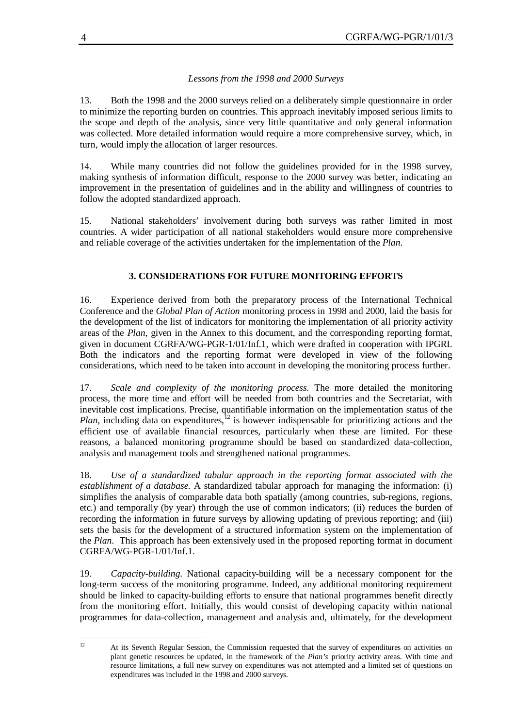*Lessons from the 1998 and 2000 Surveys*

13. Both the 1998 and the 2000 surveys relied on a deliberately simple questionnaire in order to minimize the reporting burden on countries. This approach inevitably imposed serious limits to the scope and depth of the analysis, since very little quantitative and only general information was collected. More detailed information would require a more comprehensive survey, which, in turn, would imply the allocation of larger resources.

14. While many countries did not follow the guidelines provided for in the 1998 survey, making synthesis of information difficult, response to the 2000 survey was better, indicating an improvement in the presentation of guidelines and in the ability and willingness of countries to follow the adopted standardized approach.

15. National stakeholders' involvement during both surveys was rather limited in most countries. A wider participation of all national stakeholders would ensure more comprehensive and reliable coverage of the activities undertaken for the implementation of the *Plan*.

## 3. CONSIDERATIONS FOR FUTURE MONITORING EFFORTS

16. Experience derived from both the preparatory process of the International Technical Conference and the *Global Plan of Action* monitoring process in 1998 and 2000, laid the basis for the development of the list of indicators for monitoring the implementation of all priority activity areas of the *Plan*, given in the Annex to this document, and the corresponding reporting format, given in document CGRFA/WG-PGR-1/01/Inf.1, which were drafted in cooperation with IPGRI. Both the indicators and the reporting format were developed in view of the following considerations, which need to be taken into account in developing the monitoring process further.

17. *Scale and complexity of the monitoring process.* The more detailed the monitoring process, the more time and effort will be needed from both countries and the Secretariat, with inevitable cost implications. Precise, quantifiable information on the implementation status of the *Plan,* including data on expenditures,[12] is however indispensable for prioritizing actions and the efficient use of available financial resources, particularly when these are limited. For these reasons, a balanced monitoring programme should be based on standardized data-collection, analysis and management tools and strengthened national programmes.

18. *Use of a standardized tabular approach in the reporting format associated with the establishment of a database.* A standardized tabular approach for managing the information: (i) simplifies the analysis of comparable data both spatially (among countries, sub-regions, regions, etc.) and temporally (by year) through the use of common indicators; (ii) reduces the burden of recording the information in future surveys by allowing updating of previous reporting; and (iii) sets the basis for the development of a structured information system on the implementation of the *Plan*. This approach has been extensively used in the proposed reporting format in document CGRFA/WG-PGR-1/01/Inf.1.

19. *Capacity-building.* National capacity-building will be a necessary component for the long-term success of the monitoring programme. Indeed, any additional monitoring requirement should be linked to capacity-building efforts to ensure that national programmes benefit directly from the monitoring effort. Initially, this would consist of developing capacity within national programmes for data-collection, management and analysis and, ultimately, for the development

---

[12] At its Seventh Regular Session, the Commission requested that the survey of expenditures on activities on plant genetic resources be updated, in the framework of the *Plan's* priority activity areas. With time and resource limitations, a full new survey on expenditures was not attempted and a limited set of questions on expenditures was included in the 1998 and 2000 surveys.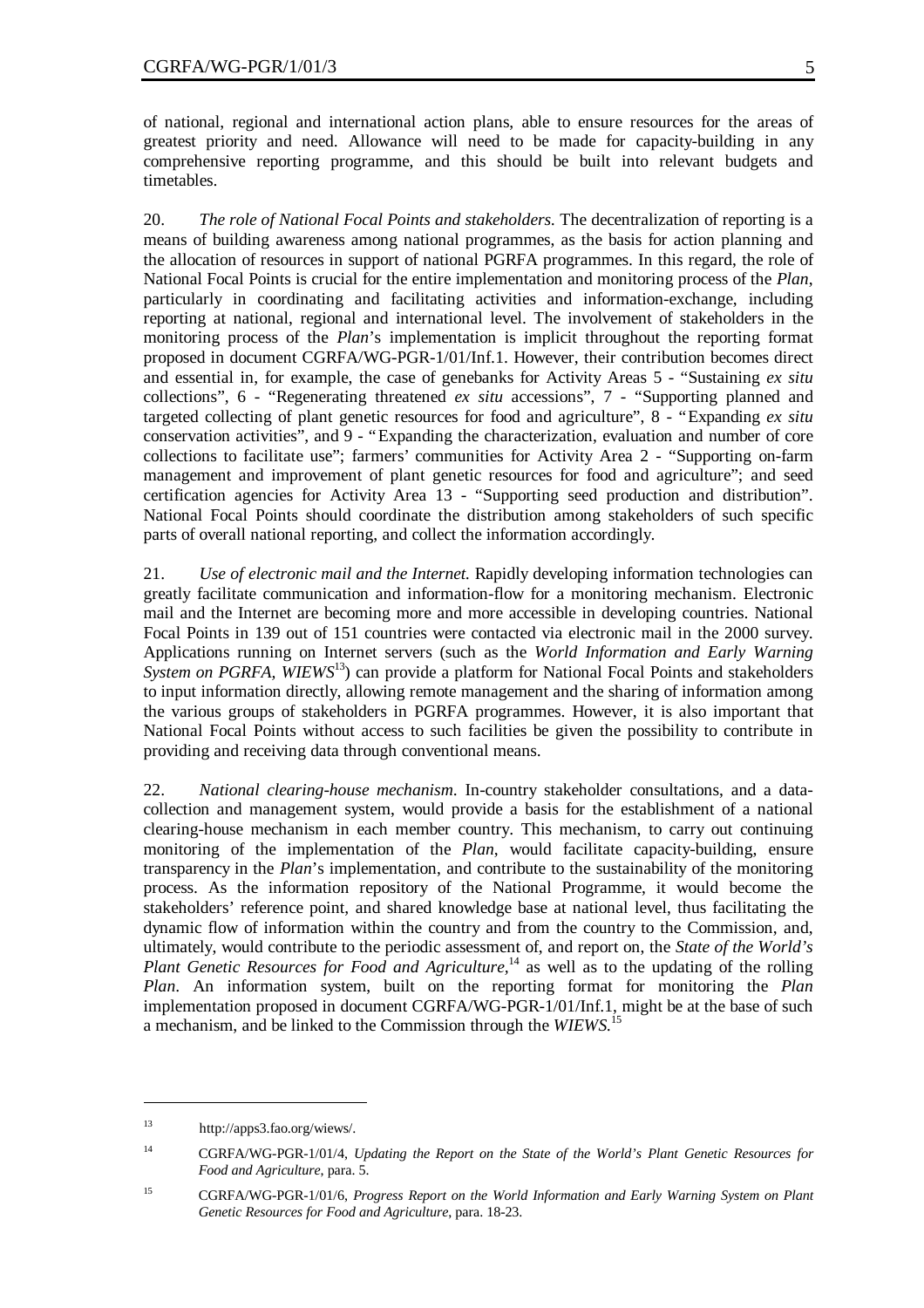of national, regional and international action plans, able to ensure resources for the areas of greatest priority and need. Allowance will need to be made for capacity-building in any comprehensive reporting programme, and this should be built into relevant budgets and timetables.

20. *The role of National Focal Points and stakeholders.* The decentralization of reporting is a means of building awareness among national programmes, as the basis for action planning and the allocation of resources in support of national PGRFA programmes. In this regard, the role of National Focal Points is crucial for the entire implementation and monitoring process of the *Plan*, particularly in coordinating and facilitating activities and information-exchange, including reporting at national, regional and international level. The involvement of stakeholders in the monitoring process of the *Plan*'s implementation is implicit throughout the reporting format proposed in document CGRFA/WG-PGR-1/01/Inf.1. However, their contribution becomes direct and essential in, for example, the case of genebanks for Activity Areas 5 - "Sustaining *ex situ* collections", 6 - "Regenerating threatened *ex situ* accessions", 7 - "Supporting planned and targeted collecting of plant genetic resources for food and agriculture", 8 - "Expanding *ex situ* conservation activities", and 9 - "Expanding the characterization, evaluation and number of core collections to facilitate use"; farmers' communities for Activity Area 2 - "Supporting on-farm management and improvement of plant genetic resources for food and agriculture"; and seed certification agencies for Activity Area 13 - "Supporting seed production and distribution". National Focal Points should coordinate the distribution among stakeholders of such specific parts of overall national reporting, and collect the information accordingly.

21. *Use of electronic mail and the Internet.* Rapidly developing information technologies can greatly facilitate communication and information-flow for a monitoring mechanism. Electronic mail and the Internet are becoming more and more accessible in developing countries. National Focal Points in 139 out of 151 countries were contacted via electronic mail in the 2000 survey. Applications running on Internet servers (such as the *World Information and Early Warning System on PGRFA, WIEWS*[13]) can provide a platform for National Focal Points and stakeholders to input information directly, allowing remote management and the sharing of information among the various groups of stakeholders in PGRFA programmes. However, it is also important that National Focal Points without access to such facilities be given the possibility to contribute in providing and receiving data through conventional means.

22. *National clearing-house mechanism.* In-country stakeholder consultations, and a data-collection and management system, would provide a basis for the establishment of a national clearing-house mechanism in each member country. This mechanism, to carry out continuing monitoring of the implementation of the *Plan*, would facilitate capacity-building, ensure transparency in the *Plan*'s implementation, and contribute to the sustainability of the monitoring process. As the information repository of the National Programme, it would become the stakeholders' reference point, and shared knowledge base at national level, thus facilitating the dynamic flow of information within the country and from the country to the Commission, and, ultimately, would contribute to the periodic assessment of, and report on, the *State of the World's Plant Genetic Resources for Food and Agriculture*,[14] as well as to the updating of the rolling *Plan*. An information system, built on the reporting format for monitoring the *Plan* implementation proposed in document CGRFA/WG-PGR-1/01/Inf.1, might be at the base of such a mechanism, and be linked to the Commission through the *WIEWS*.[15]

---

[13] http://apps3.fao.org/wiews/.

[14] CGRFA/WG-PGR-1/01/4, *Updating the Report on the State of the World's Plant Genetic Resources for Food and Agriculture*, para. 5.

[15] CGRFA/WG-PGR-1/01/6, *Progress Report on the World Information and Early Warning System on Plant Genetic Resources for Food and Agriculture*, para. 18-23.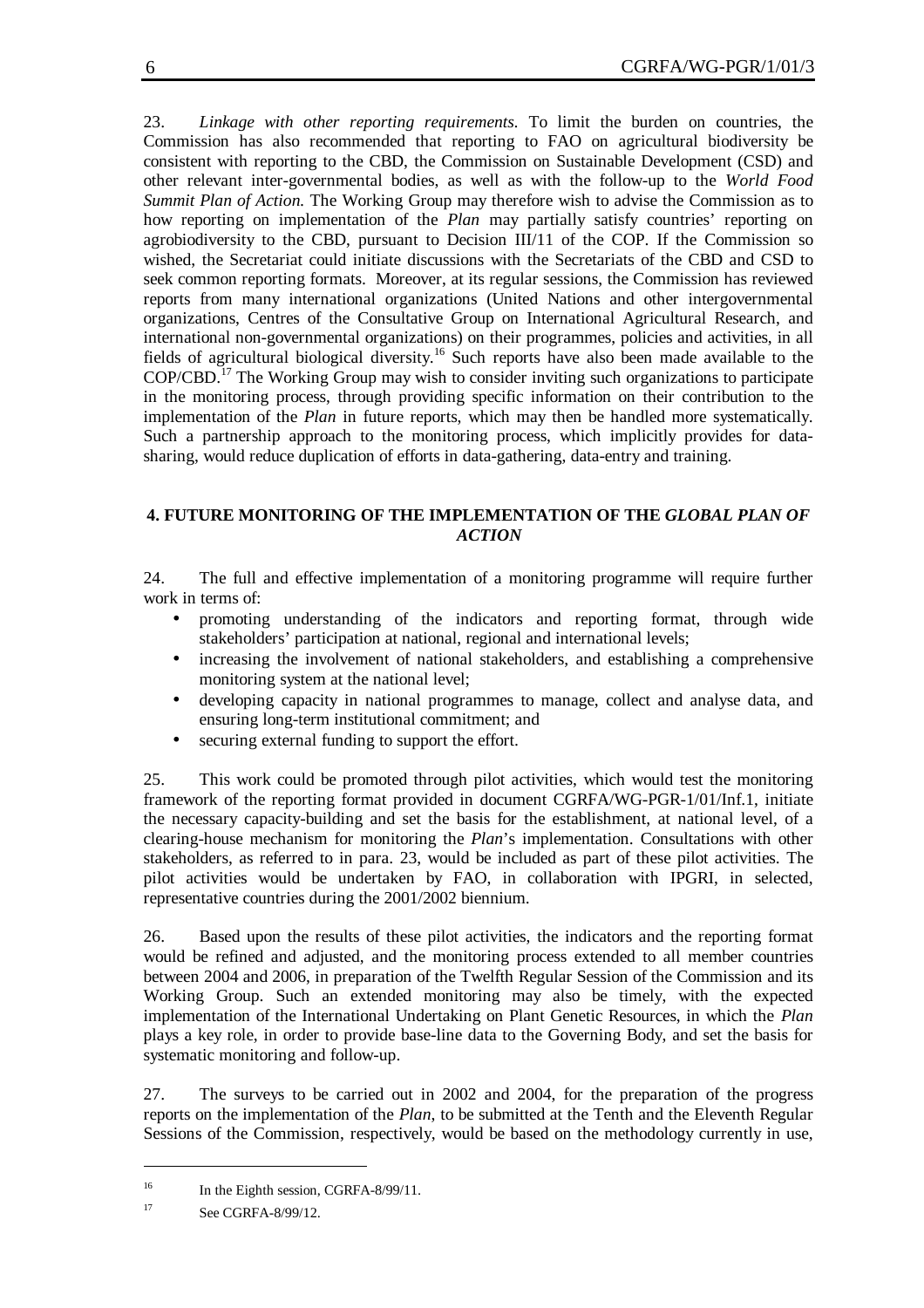23. *Linkage with other reporting requirements.* To limit the burden on countries, the Commission has also recommended that reporting to FAO on agricultural biodiversity be consistent with reporting to the CBD, the Commission on Sustainable Development (CSD) and other relevant inter-governmental bodies, as well as with the follow-up to the *World Food Summit Plan of Action.* The Working Group may therefore wish to advise the Commission as to how reporting on implementation of the *Plan* may partially satisfy countries' reporting on agrobiodiversity to the CBD, pursuant to Decision III/11 of the COP. If the Commission so wished, the Secretariat could initiate discussions with the Secretariats of the CBD and CSD to seek common reporting formats. Moreover, at its regular sessions, the Commission has reviewed reports from many international organizations (United Nations and other intergovernmental organizations, Centres of the Consultative Group on International Agricultural Research, and international non-governmental organizations) on their programmes, policies and activities, in all fields of agricultural biological diversity.[16] Such reports have also been made available to the COP/CBD.[17] The Working Group may wish to consider inviting such organizations to participate in the monitoring process, through providing specific information on their contribution to the implementation of the *Plan* in future reports, which may then be handled more systematically. Such a partnership approach to the monitoring process, which implicitly provides for data-sharing, would reduce duplication of efforts in data-gathering, data-entry and training.

## 4. FUTURE MONITORING OF THE IMPLEMENTATION OF THE *GLOBAL PLAN OF ACTION*

24. The full and effective implementation of a monitoring programme will require further work in terms of:

- promoting understanding of the indicators and reporting format, through wide stakeholders' participation at national, regional and international levels;
- increasing the involvement of national stakeholders, and establishing a comprehensive monitoring system at the national level;
- developing capacity in national programmes to manage, collect and analyse data, and ensuring long-term institutional commitment; and
- securing external funding to support the effort.

25. This work could be promoted through pilot activities, which would test the monitoring framework of the reporting format provided in document CGRFA/WG-PGR-1/01/Inf.1, initiate the necessary capacity-building and set the basis for the establishment, at national level, of a clearing-house mechanism for monitoring the *Plan*'s implementation. Consultations with other stakeholders, as referred to in para. 23, would be included as part of these pilot activities. The pilot activities would be undertaken by FAO, in collaboration with IPGRI, in selected, representative countries during the 2001/2002 biennium.

26. Based upon the results of these pilot activities, the indicators and the reporting format would be refined and adjusted, and the monitoring process extended to all member countries between 2004 and 2006, in preparation of the Twelfth Regular Session of the Commission and its Working Group. Such an extended monitoring may also be timely, with the expected implementation of the International Undertaking on Plant Genetic Resources, in which the *Plan* plays a key role, in order to provide base-line data to the Governing Body, and set the basis for systematic monitoring and follow-up.

27. The surveys to be carried out in 2002 and 2004, for the preparation of the progress reports on the implementation of the *Plan*, to be submitted at the Tenth and the Eleventh Regular Sessions of the Commission, respectively, would be based on the methodology currently in use,

---

[16] In the Eighth session, CGRFA-8/99/11.

[17] See CGRFA-8/99/12.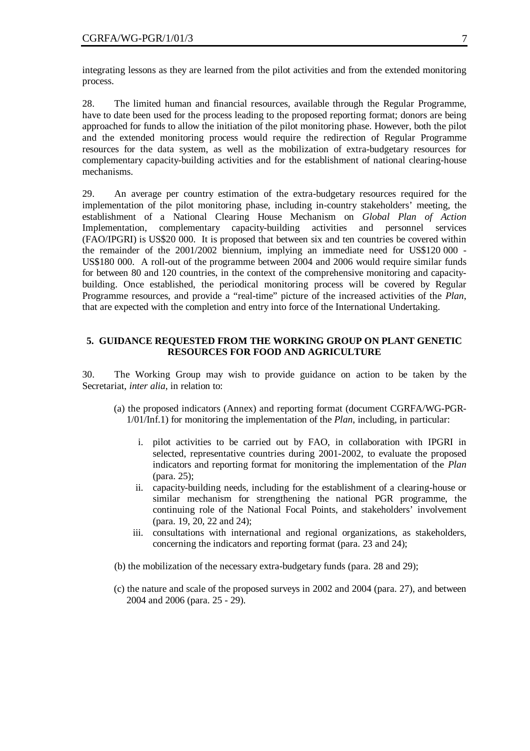integrating lessons as they are learned from the pilot activities and from the extended monitoring process.

28. The limited human and financial resources, available through the Regular Programme, have to date been used for the process leading to the proposed reporting format; donors are being approached for funds to allow the initiation of the pilot monitoring phase. However, both the pilot and the extended monitoring process would require the redirection of Regular Programme resources for the data system, as well as the mobilization of extra-budgetary resources for complementary capacity-building activities and for the establishment of national clearing-house mechanisms.

29. An average per country estimation of the extra-budgetary resources required for the implementation of the pilot monitoring phase, including in-country stakeholders' meeting, the establishment of a National Clearing House Mechanism on *Global Plan of Action* Implementation, complementary capacity-building activities and personnel services (FAO/IPGRI) is US$20 000. It is proposed that between six and ten countries be covered within the remainder of the 2001/2002 biennium, implying an immediate need for US$120 000 - US$180 000. A roll-out of the programme between 2004 and 2006 would require similar funds for between 80 and 120 countries, in the context of the comprehensive monitoring and capacity-building. Once established, the periodical monitoring process will be covered by Regular Programme resources, and provide a "real-time" picture of the increased activities of the *Plan*, that are expected with the completion and entry into force of the International Undertaking.

## 5. GUIDANCE REQUESTED FROM THE WORKING GROUP ON PLANT GENETIC RESOURCES FOR FOOD AND AGRICULTURE

30. The Working Group may wish to provide guidance on action to be taken by the Secretariat, *inter alia*, in relation to:

(a) the proposed indicators (Annex) and reporting format (document CGRFA/WG-PGR-1/01/Inf.1) for monitoring the implementation of the *Plan*, including, in particular:

   i. pilot activities to be carried out by FAO, in collaboration with IPGRI in selected, representative countries during 2001-2002, to evaluate the proposed indicators and reporting format for monitoring the implementation of the *Plan* (para. 25);
   ii. capacity-building needs, including for the establishment of a clearing-house or similar mechanism for strengthening the national PGR programme, the continuing role of the National Focal Points, and stakeholders' involvement (para. 19, 20, 22 and 24);
   iii. consultations with international and regional organizations, as stakeholders, concerning the indicators and reporting format (para. 23 and 24);

(b) the mobilization of the necessary extra-budgetary funds (para. 28 and 29);

(c) the nature and scale of the proposed surveys in 2002 and 2004 (para. 27), and between 2004 and 2006 (para. 25 - 29).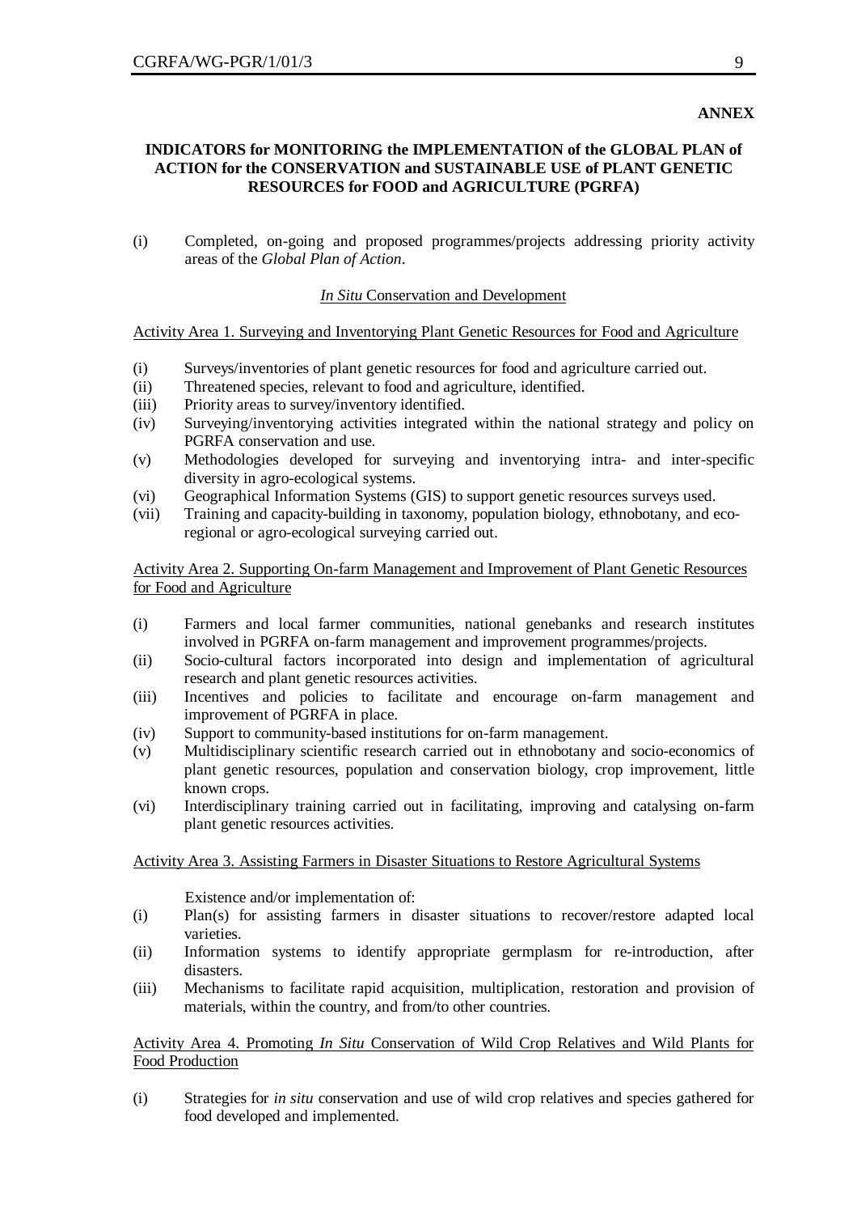**ANNEX**

## INDICATORS for MONITORING the IMPLEMENTATION of the GLOBAL PLAN of ACTION for the CONSERVATION and SUSTAINABLE USE of PLANT GENETIC RESOURCES for FOOD and AGRICULTURE (PGRFA)

(i) Completed, on-going and proposed programmes/projects addressing priority activity areas of the *Global Plan of Action*.

### *In Situ* Conservation and Development

#### Activity Area 1. Surveying and Inventorying Plant Genetic Resources for Food and Agriculture

(i) Surveys/inventories of plant genetic resources for food and agriculture carried out.
(ii) Threatened species, relevant to food and agriculture, identified.
(iii) Priority areas to survey/inventory identified.
(iv) Surveying/inventorying activities integrated within the national strategy and policy on PGRFA conservation and use.
(v) Methodologies developed for surveying and inventorying intra- and inter-specific diversity in agro-ecological systems.
(vi) Geographical Information Systems (GIS) to support genetic resources surveys used.
(vii) Training and capacity-building in taxonomy, population biology, ethnobotany, and eco-regional or agro-ecological surveying carried out.

#### Activity Area 2. Supporting On-farm Management and Improvement of Plant Genetic Resources for Food and Agriculture

(i) Farmers and local farmer communities, national genebanks and research institutes involved in PGRFA on-farm management and improvement programmes/projects.
(ii) Socio-cultural factors incorporated into design and implementation of agricultural research and plant genetic resources activities.
(iii) Incentives and policies to facilitate and encourage on-farm management and improvement of PGRFA in place.
(iv) Support to community-based institutions for on-farm management.
(v) Multidisciplinary scientific research carried out in ethnobotany and socio-economics of plant genetic resources, population and conservation biology, crop improvement, little known crops.
(vi) Interdisciplinary training carried out in facilitating, improving and catalysing on-farm plant genetic resources activities.

#### Activity Area 3. Assisting Farmers in Disaster Situations to Restore Agricultural Systems

Existence and/or implementation of:

(i) Plan(s) for assisting farmers in disaster situations to recover/restore adapted local varieties.
(ii) Information systems to identify appropriate germplasm for re-introduction, after disasters.
(iii) Mechanisms to facilitate rapid acquisition, multiplication, restoration and provision of materials, within the country, and from/to other countries.

#### Activity Area 4. Promoting *In Situ* Conservation of Wild Crop Relatives and Wild Plants for Food Production

(i) Strategies for *in situ* conservation and use of wild crop relatives and species gathered for food developed and implemented.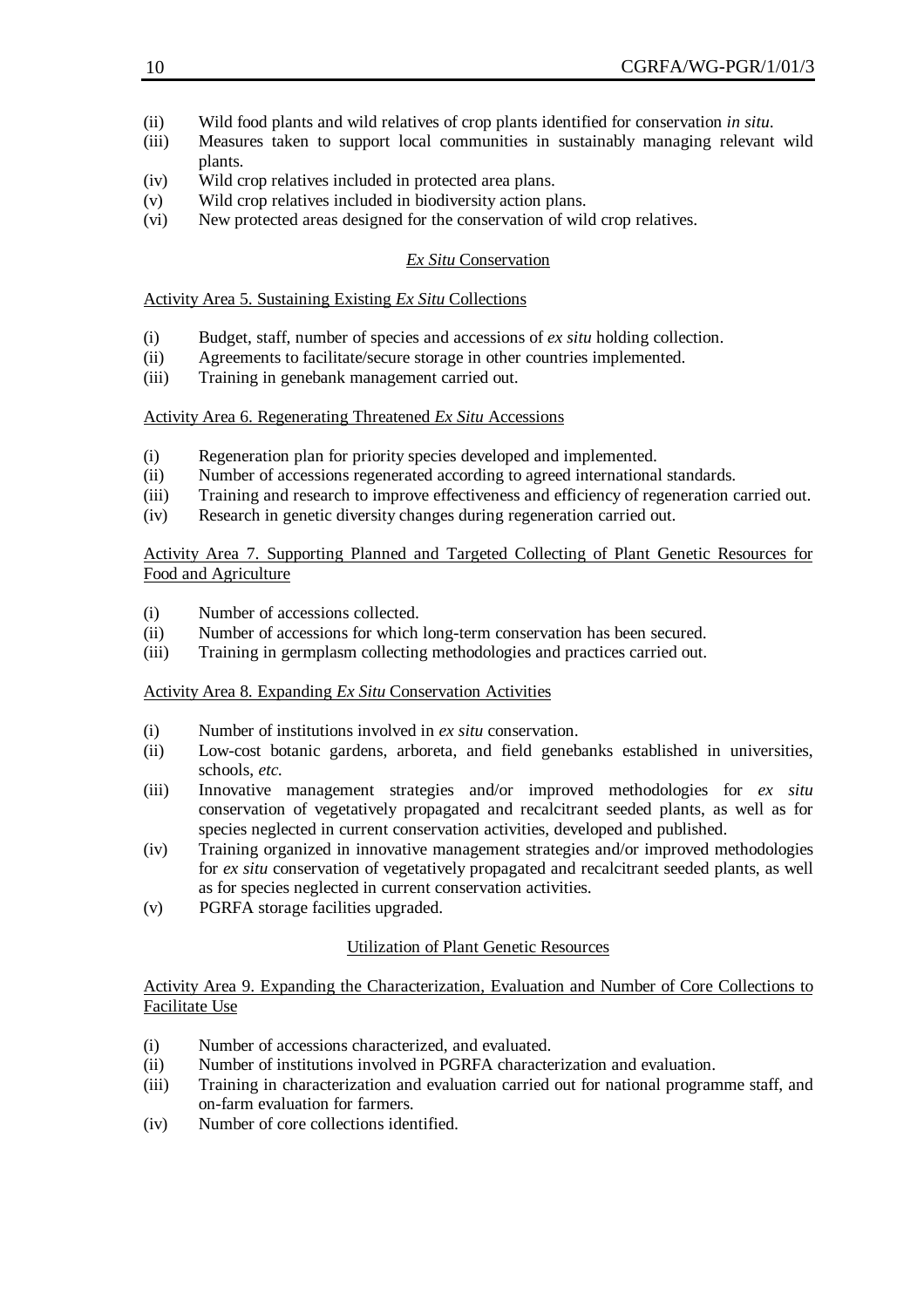(ii) Wild food plants and wild relatives of crop plants identified for conservation *in situ*.

(iii) Measures taken to support local communities in sustainably managing relevant wild plants.

(iv) Wild crop relatives included in protected area plans.

(v) Wild crop relatives included in biodiversity action plans.

(vi) New protected areas designed for the conservation of wild crop relatives.

## *Ex Situ* Conservation

### Activity Area 5. Sustaining Existing *Ex Situ* Collections

(i) Budget, staff, number of species and accessions of *ex situ* holding collection.

(ii) Agreements to facilitate/secure storage in other countries implemented.

(iii) Training in genebank management carried out.

### Activity Area 6. Regenerating Threatened *Ex Situ* Accessions

(i) Regeneration plan for priority species developed and implemented.

(ii) Number of accessions regenerated according to agreed international standards.

(iii) Training and research to improve effectiveness and efficiency of regeneration carried out.

(iv) Research in genetic diversity changes during regeneration carried out.

### Activity Area 7. Supporting Planned and Targeted Collecting of Plant Genetic Resources for Food and Agriculture

(i) Number of accessions collected.

(ii) Number of accessions for which long-term conservation has been secured.

(iii) Training in germplasm collecting methodologies and practices carried out.

### Activity Area 8. Expanding *Ex Situ* Conservation Activities

(i) Number of institutions involved in *ex situ* conservation.

(ii) Low-cost botanic gardens, arboreta, and field genebanks established in universities, schools, *etc.*

(iii) Innovative management strategies and/or improved methodologies for *ex situ* conservation of vegetatively propagated and recalcitrant seeded plants, as well as for species neglected in current conservation activities, developed and published.

(iv) Training organized in innovative management strategies and/or improved methodologies for *ex situ* conservation of vegetatively propagated and recalcitrant seeded plants, as well as for species neglected in current conservation activities.

(v) PGRFA storage facilities upgraded.

## Utilization of Plant Genetic Resources

### Activity Area 9. Expanding the Characterization, Evaluation and Number of Core Collections to Facilitate Use

(i) Number of accessions characterized, and evaluated.

(ii) Number of institutions involved in PGRFA characterization and evaluation.

(iii) Training in characterization and evaluation carried out for national programme staff, and on-farm evaluation for farmers.

(iv) Number of core collections identified.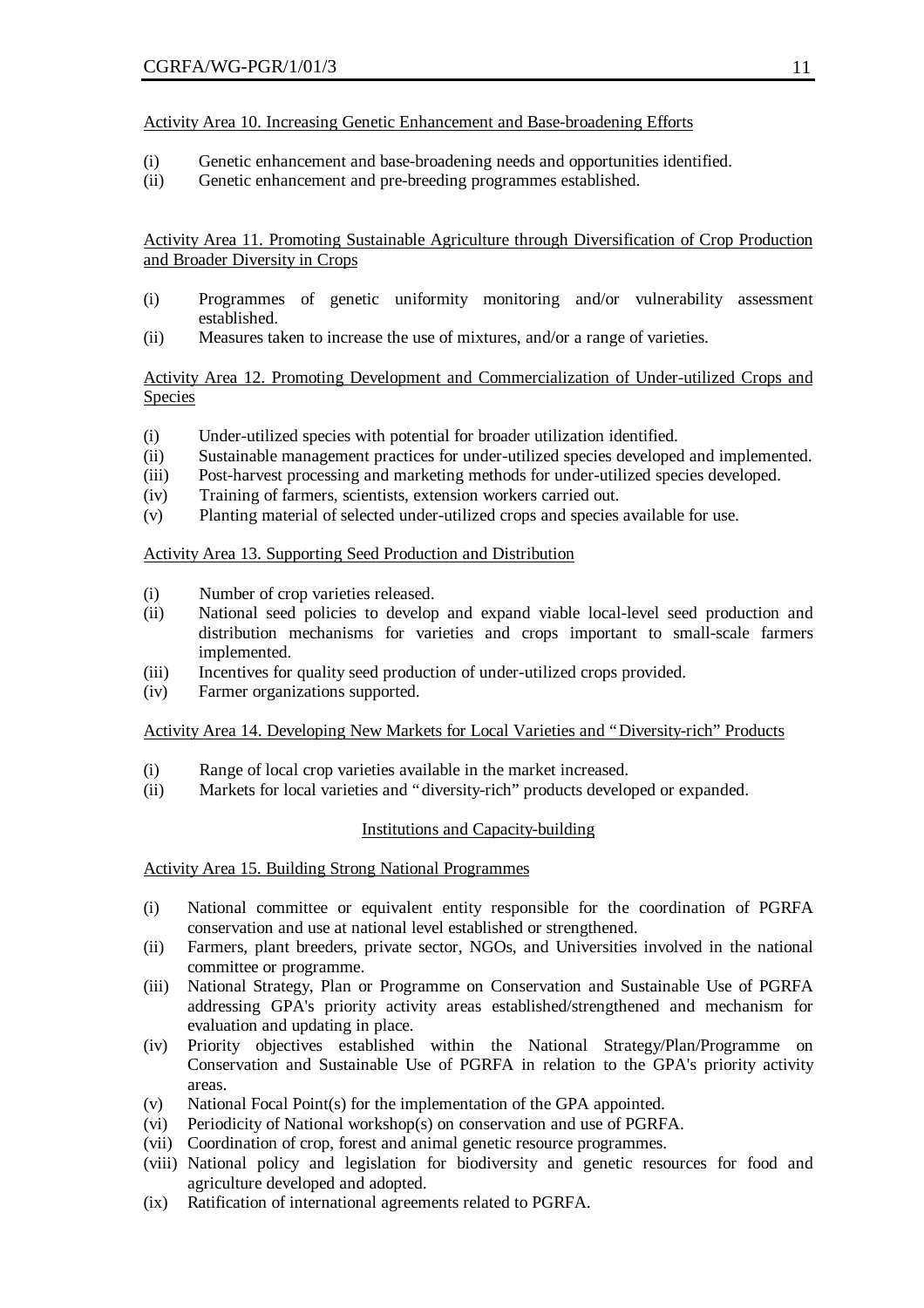Activity Area 10. Increasing Genetic Enhancement and Base-broadening Efforts

(i) Genetic enhancement and base-broadening needs and opportunities identified.
(ii) Genetic enhancement and pre-breeding programmes established.

Activity Area 11. Promoting Sustainable Agriculture through Diversification of Crop Production and Broader Diversity in Crops

(i) Programmes of genetic uniformity monitoring and/or vulnerability assessment established.
(ii) Measures taken to increase the use of mixtures, and/or a range of varieties.

Activity Area 12. Promoting Development and Commercialization of Under-utilized Crops and Species

(i) Under-utilized species with potential for broader utilization identified.
(ii) Sustainable management practices for under-utilized species developed and implemented.
(iii) Post-harvest processing and marketing methods for under-utilized species developed.
(iv) Training of farmers, scientists, extension workers carried out.
(v) Planting material of selected under-utilized crops and species available for use.

Activity Area 13. Supporting Seed Production and Distribution

(i) Number of crop varieties released.
(ii) National seed policies to develop and expand viable local-level seed production and distribution mechanisms for varieties and crops important to small-scale farmers implemented.
(iii) Incentives for quality seed production of under-utilized crops provided.
(iv) Farmer organizations supported.

Activity Area 14. Developing New Markets for Local Varieties and "Diversity-rich" Products

(i) Range of local crop varieties available in the market increased.
(ii) Markets for local varieties and "diversity-rich" products developed or expanded.

## Institutions and Capacity-building

Activity Area 15. Building Strong National Programmes

(i) National committee or equivalent entity responsible for the coordination of PGRFA conservation and use at national level established or strengthened.
(ii) Farmers, plant breeders, private sector, NGOs, and Universities involved in the national committee or programme.
(iii) National Strategy, Plan or Programme on Conservation and Sustainable Use of PGRFA addressing GPA's priority activity areas established/strengthened and mechanism for evaluation and updating in place.
(iv) Priority objectives established within the National Strategy/Plan/Programme on Conservation and Sustainable Use of PGRFA in relation to the GPA's priority activity areas.
(v) National Focal Point(s) for the implementation of the GPA appointed.
(vi) Periodicity of National workshop(s) on conservation and use of PGRFA.
(vii) Coordination of crop, forest and animal genetic resource programmes.
(viii) National policy and legislation for biodiversity and genetic resources for food and agriculture developed and adopted.
(ix) Ratification of international agreements related to PGRFA.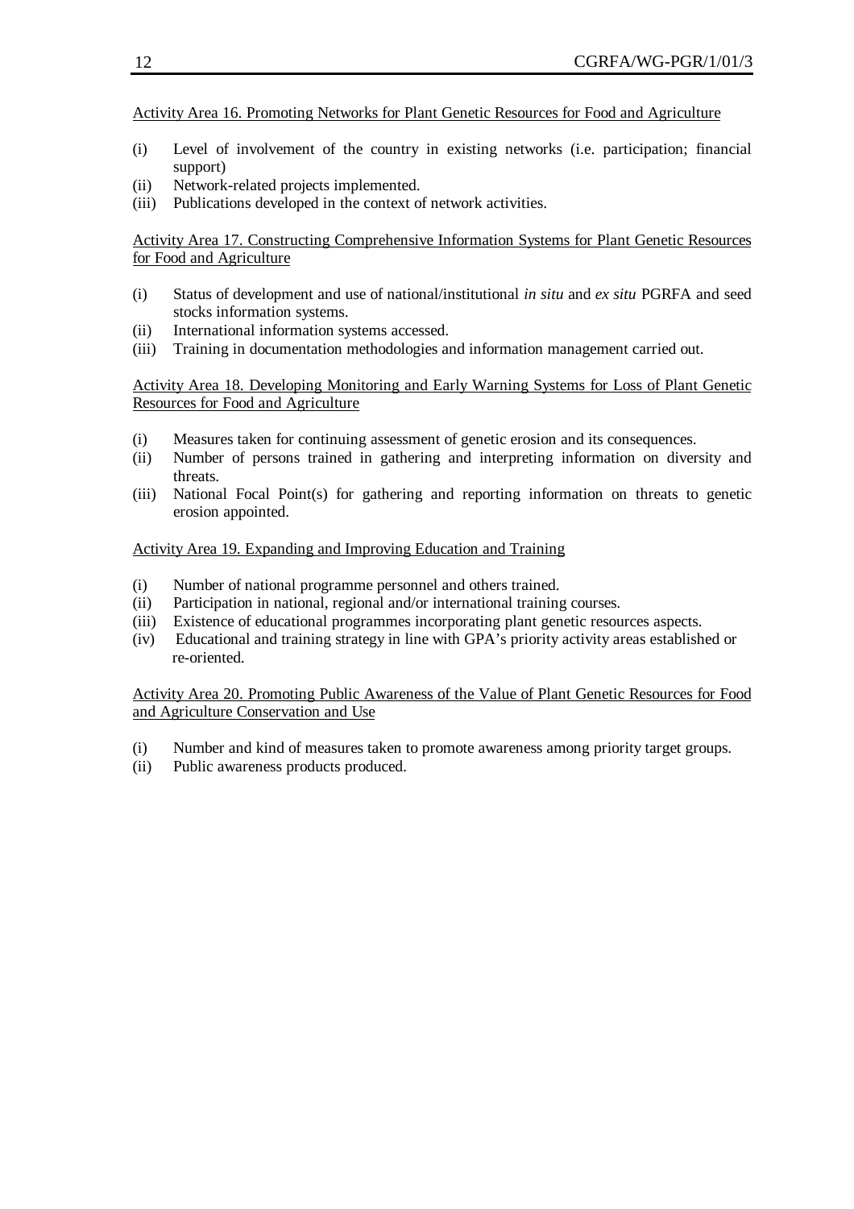<u>Activity Area 16. Promoting Networks for Plant Genetic Resources for Food and Agriculture</u>

(i) Level of involvement of the country in existing networks (i.e. participation; financial support)
(ii) Network-related projects implemented.
(iii) Publications developed in the context of network activities.

<u>Activity Area 17. Constructing Comprehensive Information Systems for Plant Genetic Resources for Food and Agriculture</u>

(i) Status of development and use of national/institutional *in situ* and *ex situ* PGRFA and seed stocks information systems.
(ii) International information systems accessed.
(iii) Training in documentation methodologies and information management carried out.

<u>Activity Area 18. Developing Monitoring and Early Warning Systems for Loss of Plant Genetic Resources for Food and Agriculture</u>

(i) Measures taken for continuing assessment of genetic erosion and its consequences.
(ii) Number of persons trained in gathering and interpreting information on diversity and threats.
(iii) National Focal Point(s) for gathering and reporting information on threats to genetic erosion appointed.

<u>Activity Area 19. Expanding and Improving Education and Training</u>

(i) Number of national programme personnel and others trained.
(ii) Participation in national, regional and/or international training courses.
(iii) Existence of educational programmes incorporating plant genetic resources aspects.
(iv) Educational and training strategy in line with GPA's priority activity areas established or re-oriented.

<u>Activity Area 20. Promoting Public Awareness of the Value of Plant Genetic Resources for Food and Agriculture Conservation and Use</u>

(i) Number and kind of measures taken to promote awareness among priority target groups.
(ii) Public awareness products produced.